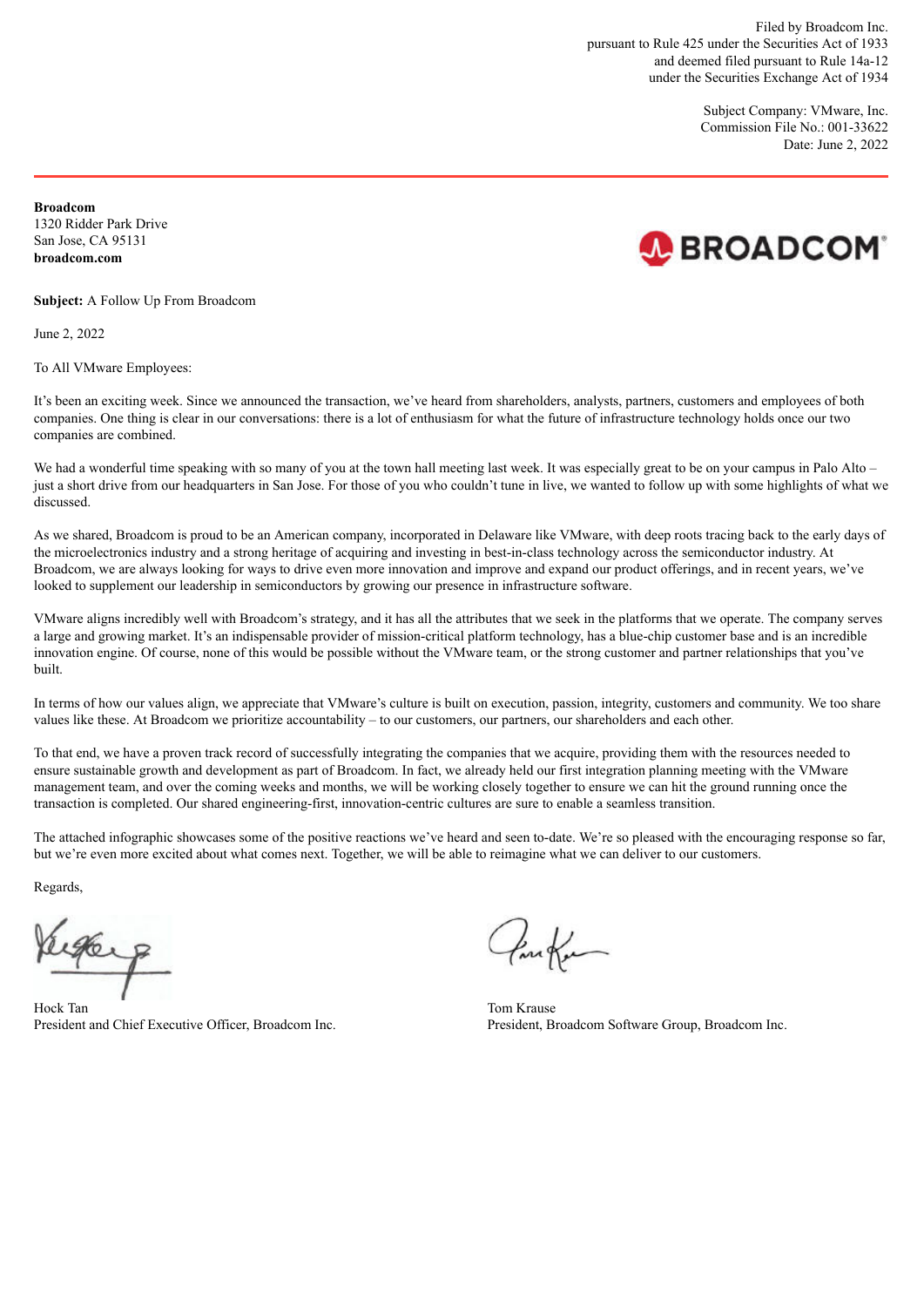Filed by Broadcom Inc.
pursuant to Rule 425 under the Securities Act of 1933
and deemed filed pursuant to Rule 14a-12
under the Securities Exchange Act of 1934

Subject Company: VMware, Inc.
Commission File No.: 001-33622
Date: June 2, 2022

**Broadcom**
1320 Ridder Park Drive
San Jose, CA 95131
**broadcom.com**

**Subject:** A Follow Up From Broadcom

June 2, 2022

To All VMware Employees:

It's been an exciting week. Since we announced the transaction, we've heard from shareholders, analysts, partners, customers and employees of both companies. One thing is clear in our conversations: there is a lot of enthusiasm for what the future of infrastructure technology holds once our two companies are combined.

We had a wonderful time speaking with so many of you at the town hall meeting last week. It was especially great to be on your campus in Palo Alto – just a short drive from our headquarters in San Jose. For those of you who couldn't tune in live, we wanted to follow up with some highlights of what we discussed.

As we shared, Broadcom is proud to be an American company, incorporated in Delaware like VMware, with deep roots tracing back to the early days of the microelectronics industry and a strong heritage of acquiring and investing in best-in-class technology across the semiconductor industry. At Broadcom, we are always looking for ways to drive even more innovation and improve and expand our product offerings, and in recent years, we've looked to supplement our leadership in semiconductors by growing our presence in infrastructure software.

VMware aligns incredibly well with Broadcom's strategy, and it has all the attributes that we seek in the platforms that we operate. The company serves a large and growing market. It's an indispensable provider of mission-critical platform technology, has a blue-chip customer base and is an incredible innovation engine. Of course, none of this would be possible without the VMware team, or the strong customer and partner relationships that you've built.

In terms of how our values align, we appreciate that VMware's culture is built on execution, passion, integrity, customers and community. We too share values like these. At Broadcom we prioritize accountability – to our customers, our partners, our shareholders and each other.

To that end, we have a proven track record of successfully integrating the companies that we acquire, providing them with the resources needed to ensure sustainable growth and development as part of Broadcom. In fact, we already held our first integration planning meeting with the VMware management team, and over the coming weeks and months, we will be working closely together to ensure we can hit the ground running once the transaction is completed. Our shared engineering-first, innovation-centric cultures are sure to enable a seamless transition.

The attached infographic showcases some of the positive reactions we've heard and seen to-date. We're so pleased with the encouraging response so far, but we're even more excited about what comes next. Together, we will be able to reimagine what we can deliver to our customers.

Regards,

Hock Tan
President and Chief Executive Officer, Broadcom Inc.

Tom Krause
President, Broadcom Software Group, Broadcom Inc.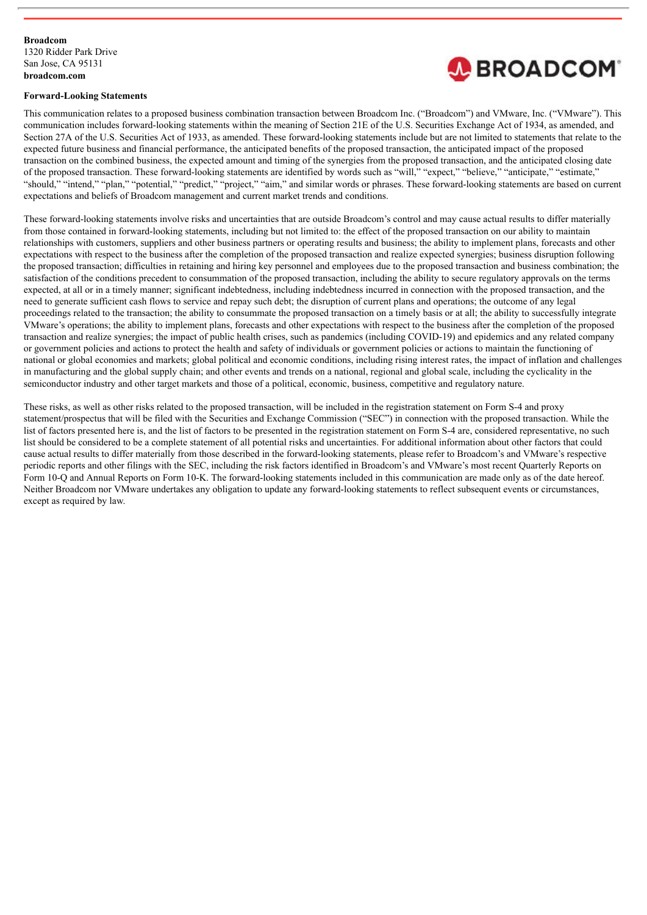**Broadcom**
1320 Ridder Park Drive
San Jose, CA 95131
**broadcom.com**

**Forward-Looking Statements**

This communication relates to a proposed business combination transaction between Broadcom Inc. ("Broadcom") and VMware, Inc. ("VMware"). This communication includes forward-looking statements within the meaning of Section 21E of the U.S. Securities Exchange Act of 1934, as amended, and Section 27A of the U.S. Securities Act of 1933, as amended. These forward-looking statements include but are not limited to statements that relate to the expected future business and financial performance, the anticipated benefits of the proposed transaction, the anticipated impact of the proposed transaction on the combined business, the expected amount and timing of the synergies from the proposed transaction, and the anticipated closing date of the proposed transaction. These forward-looking statements are identified by words such as "will," "expect," "believe," "anticipate," "estimate," "should," "intend," "plan," "potential," "predict," "project," "aim," and similar words or phrases. These forward-looking statements are based on current expectations and beliefs of Broadcom management and current market trends and conditions.

These forward-looking statements involve risks and uncertainties that are outside Broadcom's control and may cause actual results to differ materially from those contained in forward-looking statements, including but not limited to: the effect of the proposed transaction on our ability to maintain relationships with customers, suppliers and other business partners or operating results and business; the ability to implement plans, forecasts and other expectations with respect to the business after the completion of the proposed transaction and realize expected synergies; business disruption following the proposed transaction; difficulties in retaining and hiring key personnel and employees due to the proposed transaction and business combination; the satisfaction of the conditions precedent to consummation of the proposed transaction, including the ability to secure regulatory approvals on the terms expected, at all or in a timely manner; significant indebtedness, including indebtedness incurred in connection with the proposed transaction, and the need to generate sufficient cash flows to service and repay such debt; the disruption of current plans and operations; the outcome of any legal proceedings related to the transaction; the ability to consummate the proposed transaction on a timely basis or at all; the ability to successfully integrate VMware's operations; the ability to implement plans, forecasts and other expectations with respect to the business after the completion of the proposed transaction and realize synergies; the impact of public health crises, such as pandemics (including COVID-19) and epidemics and any related company or government policies and actions to protect the health and safety of individuals or government policies or actions to maintain the functioning of national or global economies and markets; global political and economic conditions, including rising interest rates, the impact of inflation and challenges in manufacturing and the global supply chain; and other events and trends on a national, regional and global scale, including the cyclicality in the semiconductor industry and other target markets and those of a political, economic, business, competitive and regulatory nature.

These risks, as well as other risks related to the proposed transaction, will be included in the registration statement on Form S-4 and proxy statement/prospectus that will be filed with the Securities and Exchange Commission ("SEC") in connection with the proposed transaction. While the list of factors presented here is, and the list of factors to be presented in the registration statement on Form S-4 are, considered representative, no such list should be considered to be a complete statement of all potential risks and uncertainties. For additional information about other factors that could cause actual results to differ materially from those described in the forward-looking statements, please refer to Broadcom's and VMware's respective periodic reports and other filings with the SEC, including the risk factors identified in Broadcom's and VMware's most recent Quarterly Reports on Form 10-Q and Annual Reports on Form 10-K. The forward-looking statements included in this communication are made only as of the date hereof. Neither Broadcom nor VMware undertakes any obligation to update any forward-looking statements to reflect subsequent events or circumstances, except as required by law.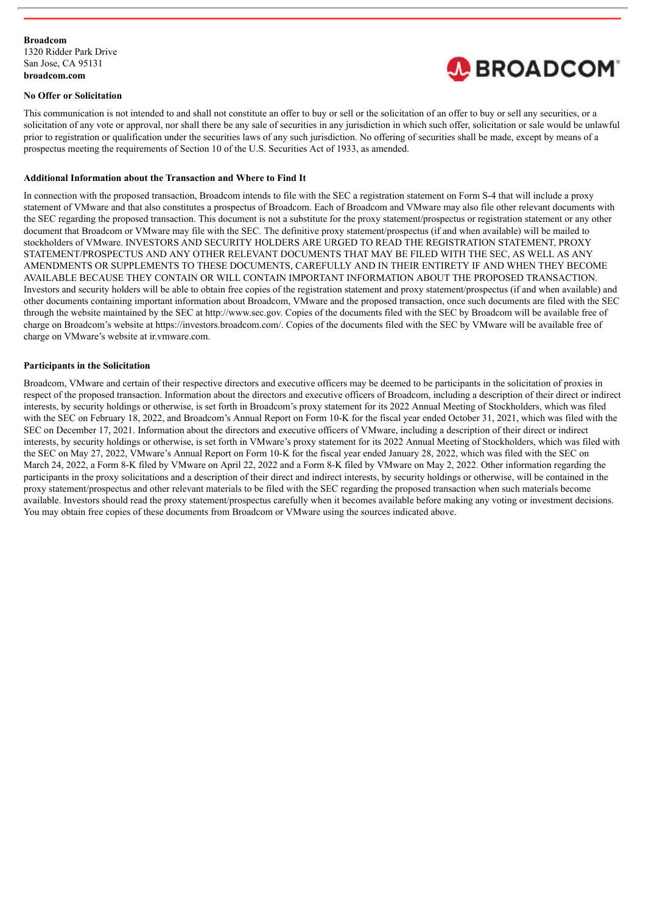**Broadcom**
1320 Ridder Park Drive
San Jose, CA 95131
**broadcom.com**

**No Offer or Solicitation**

This communication is not intended to and shall not constitute an offer to buy or sell or the solicitation of an offer to buy or sell any securities, or a solicitation of any vote or approval, nor shall there be any sale of securities in any jurisdiction in which such offer, solicitation or sale would be unlawful prior to registration or qualification under the securities laws of any such jurisdiction. No offering of securities shall be made, except by means of a prospectus meeting the requirements of Section 10 of the U.S. Securities Act of 1933, as amended.

**Additional Information about the Transaction and Where to Find It**

In connection with the proposed transaction, Broadcom intends to file with the SEC a registration statement on Form S-4 that will include a proxy statement of VMware and that also constitutes a prospectus of Broadcom. Each of Broadcom and VMware may also file other relevant documents with the SEC regarding the proposed transaction. This document is not a substitute for the proxy statement/prospectus or registration statement or any other document that Broadcom or VMware may file with the SEC. The definitive proxy statement/prospectus (if and when available) will be mailed to stockholders of VMware. INVESTORS AND SECURITY HOLDERS ARE URGED TO READ THE REGISTRATION STATEMENT, PROXY STATEMENT/PROSPECTUS AND ANY OTHER RELEVANT DOCUMENTS THAT MAY BE FILED WITH THE SEC, AS WELL AS ANY AMENDMENTS OR SUPPLEMENTS TO THESE DOCUMENTS, CAREFULLY AND IN THEIR ENTIRETY IF AND WHEN THEY BECOME AVAILABLE BECAUSE THEY CONTAIN OR WILL CONTAIN IMPORTANT INFORMATION ABOUT THE PROPOSED TRANSACTION. Investors and security holders will be able to obtain free copies of the registration statement and proxy statement/prospectus (if and when available) and other documents containing important information about Broadcom, VMware and the proposed transaction, once such documents are filed with the SEC through the website maintained by the SEC at http://www.sec.gov. Copies of the documents filed with the SEC by Broadcom will be available free of charge on Broadcom's website at https://investors.broadcom.com/. Copies of the documents filed with the SEC by VMware will be available free of charge on VMware's website at ir.vmware.com.

**Participants in the Solicitation**

Broadcom, VMware and certain of their respective directors and executive officers may be deemed to be participants in the solicitation of proxies in respect of the proposed transaction. Information about the directors and executive officers of Broadcom, including a description of their direct or indirect interests, by security holdings or otherwise, is set forth in Broadcom's proxy statement for its 2022 Annual Meeting of Stockholders, which was filed with the SEC on February 18, 2022, and Broadcom's Annual Report on Form 10-K for the fiscal year ended October 31, 2021, which was filed with the SEC on December 17, 2021. Information about the directors and executive officers of VMware, including a description of their direct or indirect interests, by security holdings or otherwise, is set forth in VMware's proxy statement for its 2022 Annual Meeting of Stockholders, which was filed with the SEC on May 27, 2022, VMware's Annual Report on Form 10-K for the fiscal year ended January 28, 2022, which was filed with the SEC on March 24, 2022, a Form 8-K filed by VMware on April 22, 2022 and a Form 8-K filed by VMware on May 2, 2022. Other information regarding the participants in the proxy solicitations and a description of their direct and indirect interests, by security holdings or otherwise, will be contained in the proxy statement/prospectus and other relevant materials to be filed with the SEC regarding the proposed transaction when such materials become available. Investors should read the proxy statement/prospectus carefully when it becomes available before making any voting or investment decisions. You may obtain free copies of these documents from Broadcom or VMware using the sources indicated above.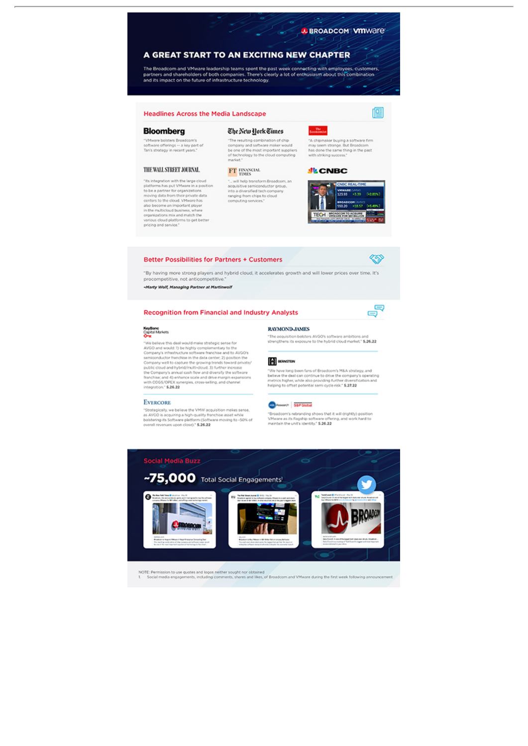BROADCOM | vmware

# A GREAT START TO AN EXCITING NEW CHAPTER

The Broadcom and VMware leadership teams spent the past week connecting with employees, customers, partners and shareholders of both companies. There's clearly a lot of enthusiasm about this combination and its impact on the future of infrastructure technology.

## Headlines Across the Media Landscape

**Bloomberg**

"VMware bolsters Broadcom's software offerings — a key part of Tan's strategy in recent years."

**The New York Times**

"The resulting combination of chip company and software maker would be one of the most important suppliers of technology to the cloud computing market."

**The Economist**

"A chipmaker buying a software firm may seem strange. But Broadcom has done the same thing in the past with striking success."

**THE WALL STREET JOURNAL.**

"Its integration with the large cloud platforms has put VMware in a position to be a partner for organizations moving data from their private data centers to the cloud. VMware has also become an important player in the multicloud business, where organizations mix and match the various cloud platforms to get better pricing and service."

**FT FINANCIAL TIMES**

"... will help transform Broadcom, an acquisition semiconductor group, into a diversified tech company ranging from chips to cloud computing services."

**CNBC**

## Better Possibilities for Partners + Customers

"By having more strong players and hybrid cloud, it accelerates growth and will lower prices over time. It's procompetitive, not anticompetitive."

*–Marty Wolf, Managing Partner at Martinwolf*

## Recognition from Financial and Industry Analysts

**KeyBanc Capital Markets**

"We believe this deal would make strategic sense for AVGO and would: 1) be highly complementary to the Company's infrastructure software franchise and to AVGO's semiconductor franchise in the data center; 2) position the Company well to capture the growing trends toward private/public cloud and hybrid/multi-cloud; 3) further increase the Company's annual cash flow and diversify the software franchise; and 4) enhance scale and drive margin expansions with COGS/OPEX synergies, cross-selling, and channel integration." **5.26.22**

**RAYMOND JAMES**

"The acquisition bolsters AVGO's software ambitions and strengthens its exposure to the hybrid cloud market." **5.26.22**

**BERNSTEIN**

"We have long been fans of Broadcom's M&A strategy, and believe the deal can continue to drive the company's operating metrics higher, while also providing further diversification and helping to offset potential semi cycle risk." **5.27.22**

**EVERCORE**

"Strategically, we believe the VMW acquisition makes sense, as AVGO is acquiring a high-quality franchise asset while bolstering its Software platform (Software moving to ~50% of overall revenues upon close)." **5.26.22**

**451 Research | S&P Global**

"Broadcom's rebranding shows that it will (rightly) position VMware as its flagship software offering, and work hard to maintain the unit's identity." **5.26.22**

## Social Media Buzz

**~75,000** Total Social Engagements[1]

NOTE: Permission to use quotes and logos neither sought nor obtained

1. Social media engagements, including comments, shares and likes, of Broadcom and VMware during the first week following announcement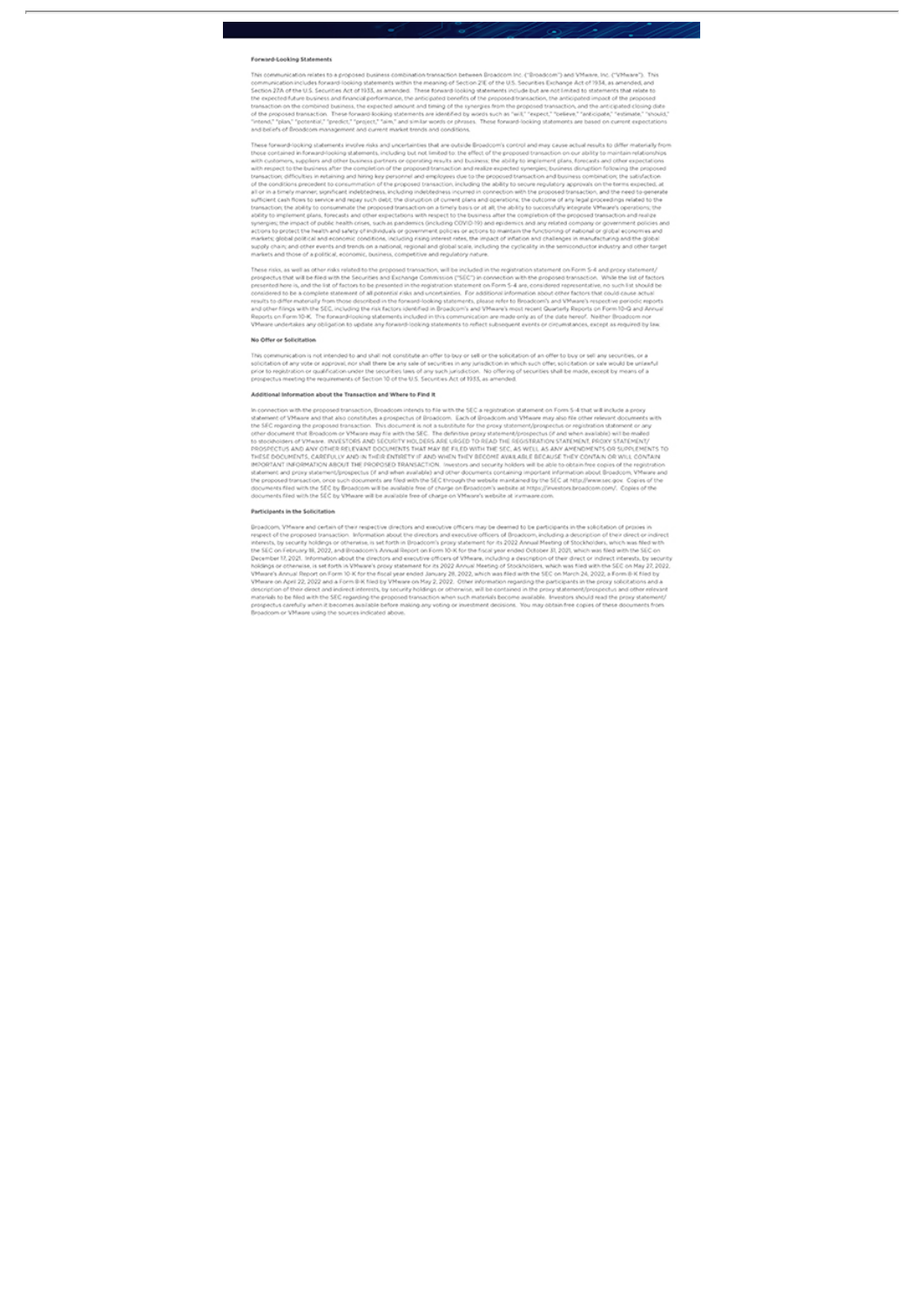**Forward-Looking Statements**

This communication relates to a proposed business combination transaction between Broadcom Inc. ("Broadcom") and VMware, Inc. ("VMware"). This communication includes forward-looking statements within the meaning of Section 21E of the U.S. Securities Exchange Act of 1934, as amended, and Section 27A of the U.S. Securities Act of 1933, as amended. These forward-looking statements include but are not limited to statements that relate to the expected future business and financial performance, the anticipated benefits of the proposed transaction, the anticipated impact of the proposed transaction on the combined business, the expected amount and timing of the synergies from the proposed transaction, and the anticipated closing date of the proposed transaction. These forward-looking statements are identified by words such as "will," "expect," "believe," "anticipate," "estimate," "should," "intend," "plan," "potential," "predict," "project," "aim," and similar words or phrases. These forward-looking statements are based on current expectations and beliefs of Broadcom management and current market trends and conditions.

These forward-looking statements involve risks and uncertainties that are outside Broadcom's control and may cause actual results to differ materially from those contained in forward-looking statements, including but not limited to: the effect of the proposed transaction on our ability to maintain relationships with customers, suppliers and other business partners or operating results and business; the ability to implement plans, forecasts and other expectations with respect to the business after the completion of the proposed transaction and realize expected synergies; business disruption following the proposed transaction; difficulties in retaining and hiring key personnel and employees due to the proposed transaction and business combination; the satisfaction of the conditions precedent to consummation of the proposed transaction, including the ability to secure regulatory approvals on the terms expected, at all or in a timely manner; significant indebtedness, including indebtedness incurred in connection with the proposed transaction, and the need to generate sufficient cash flows to service and repay such debt; the disruption of current plans and operations; the outcome of any legal proceedings related to the transaction; the ability to consummate the proposed transaction on a timely basis or at all; the ability to successfully integrate VMware's operations; the ability to implement plans, forecasts and other expectations with respect to the business after the completion of the proposed transaction and realize synergies; the impact of public health crises, such as pandemics (including COVID-19) and epidemics and any related company or government policies and actions to protect the health and safety of individuals or government policies or actions to maintain the functioning of national or global economies and markets; global political and economic conditions, including rising interest rates, the impact of inflation and challenges in manufacturing and the global supply chain; and other events and trends on a national, regional and global scale, including the cyclicality in the semiconductor industry and other target markets and those of a political, economic, business, competitive and regulatory nature.

These risks, as well as other risks related to the proposed transaction, will be included in the registration statement on Form S-4 and proxy statement/prospectus that will be filed with the Securities and Exchange Commission ("SEC") in connection with the proposed transaction. While the list of factors presented here is, and the list of factors to be presented in the registration statement on Form S-4 are, considered representative, no such list should be considered to be a complete statement of all potential risks and uncertainties. For additional information about other factors that could cause actual results to differ materially from those described in the forward-looking statements, please refer to Broadcom's and VMware's respective periodic reports and other filings with the SEC, including the risk factors identified in Broadcom's and VMware's most recent Quarterly Reports on Form 10-Q and Annual Reports on Form 10-K. The forward-looking statements included in this communication are made only as of the date hereof. Neither Broadcom nor VMware undertakes any obligation to update any forward-looking statements to reflect subsequent events or circumstances, except as required by law.

**No Offer or Solicitation**

This communication is not intended to and shall not constitute an offer to buy or sell or the solicitation of an offer to buy or sell any securities, or a solicitation of any vote or approval, nor shall there be any sale of securities in any jurisdiction in which such offer, solicitation or sale would be unlawful prior to registration or qualification under the securities laws of any such jurisdiction. No offering of securities shall be made, except by means of a prospectus meeting the requirements of Section 10 of the U.S. Securities Act of 1933, as amended.

**Additional Information about the Transaction and Where to Find It**

In connection with the proposed transaction, Broadcom intends to file with the SEC a registration statement on Form S-4 that will include a proxy statement of VMware and that also constitutes a prospectus of Broadcom. Each of Broadcom and VMware may also file other relevant documents with the SEC regarding the proposed transaction. This document is not a substitute for the proxy statement/prospectus or registration statement or any other document that Broadcom or VMware may file with the SEC. The definitive proxy statement/prospectus (if and when available) will be mailed to stockholders of VMware. INVESTORS AND SECURITY HOLDERS ARE URGED TO READ THE REGISTRATION STATEMENT, PROXY STATEMENT/PROSPECTUS AND ANY OTHER RELEVANT DOCUMENTS THAT MAY BE FILED WITH THE SEC, AS WELL AS ANY AMENDMENTS OR SUPPLEMENTS TO THESE DOCUMENTS, CAREFULLY AND IN THEIR ENTIRETY IF AND WHEN THEY BECOME AVAILABLE BECAUSE THEY CONTAIN OR WILL CONTAIN IMPORTANT INFORMATION ABOUT THE PROPOSED TRANSACTION. Investors and security holders will be able to obtain free copies of the registration statement and proxy statement/prospectus (if and when available) and other documents containing important information about Broadcom, VMware and the proposed transaction, once such documents are filed with the SEC through the website maintained by the SEC at http://www.sec.gov. Copies of the documents filed with the SEC by Broadcom will be available free of charge on Broadcom's website at https://investors.broadcom.com/. Copies of the documents filed with the SEC by VMware will be available free of charge on VMware's website at ir.vmware.com.

**Participants in the Solicitation**

Broadcom, VMware and certain of their respective directors and executive officers may be deemed to be participants in the solicitation of proxies in respect of the proposed transaction. Information about the directors and executive officers of Broadcom, including a description of their direct or indirect interests, by security holdings or otherwise, is set forth in Broadcom's proxy statement for its 2022 Annual Meeting of Stockholders, which was filed with the SEC on February 18, 2022, and Broadcom's Annual Report on Form 10-K for the fiscal year ended October 31, 2021, which was filed with the SEC on December 17, 2021. Information about the directors and executive officers of VMware, including a description of their direct or indirect interests, by security holdings or otherwise, is set forth in VMware's proxy statement for its 2022 Annual Meeting of Stockholders, which was filed with the SEC on May 27, 2022, VMware's Annual Report on Form 10-K for the fiscal year ended January 28, 2022, which was filed with the SEC on March 24, 2022, a Form 8-K filed by VMware on April 22, 2022 and a Form 8-K filed by VMware on May 2, 2022. Other information regarding the participants in the proxy solicitations and a description of their direct and indirect interests, by security holdings or otherwise, will be contained in the proxy statement/prospectus and other relevant materials to be filed with the SEC regarding the proposed transaction when such materials become available. Investors should read the proxy statement/prospectus carefully when it becomes available before making any voting or investment decisions. You may obtain free copies of these documents from Broadcom or VMware using the sources indicated above.